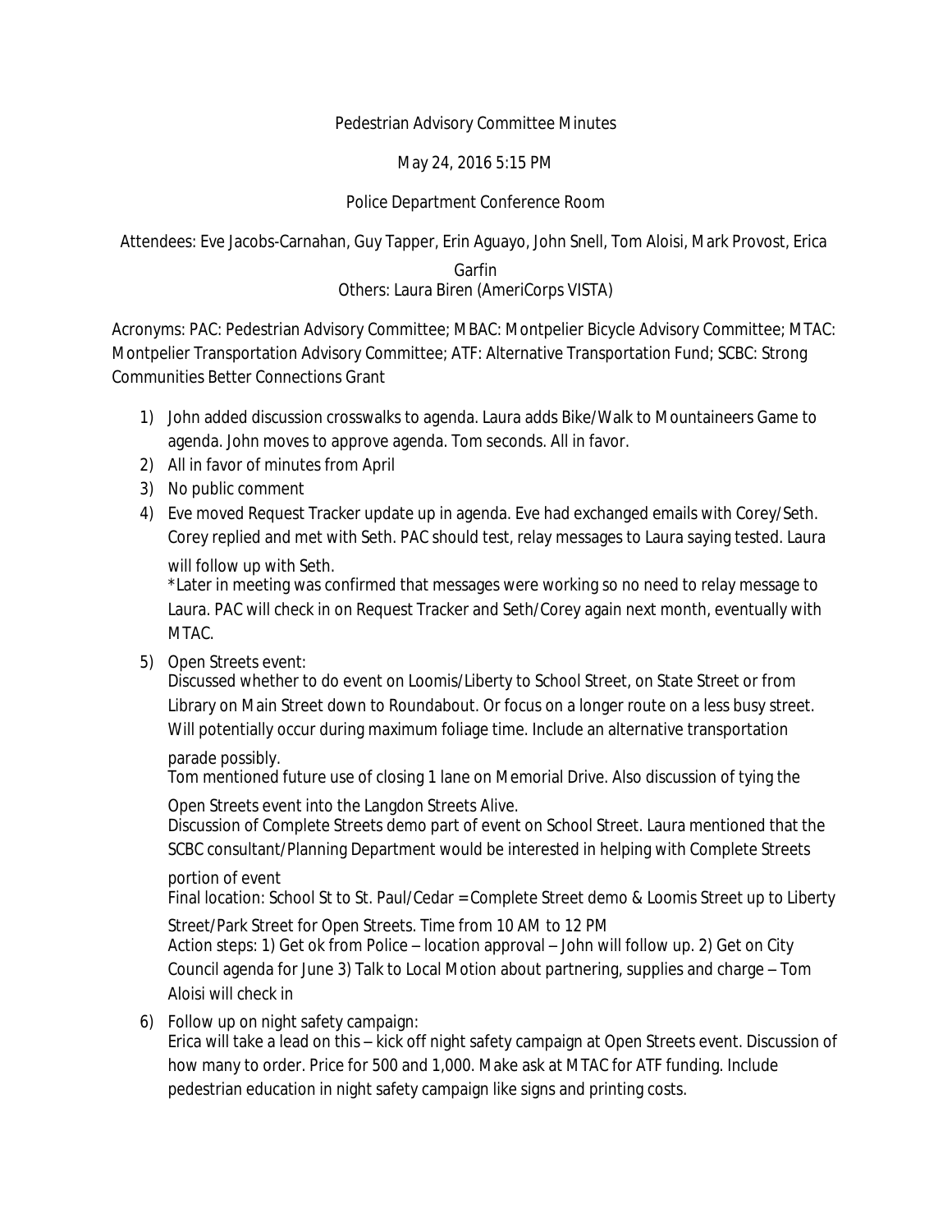Pedestrian Advisory Committee Minutes

May 24, 2016 5:15 PM

Police Department Conference Room

Attendees: Eve Jacobs-Carnahan, Guy Tapper, Erin Aguayo, John Snell, Tom Aloisi, Mark Provost, Erica Garfin
Others: Laura Biren (AmeriCorps VISTA)

Acronyms: PAC: Pedestrian Advisory Committee; MBAC: Montpelier Bicycle Advisory Committee; MTAC: Montpelier Transportation Advisory Committee; ATF: Alternative Transportation Fund; SCBC: Strong Communities Better Connections Grant

1) John added discussion crosswalks to agenda. Laura adds Bike/Walk to Mountaineers Game to agenda. John moves to approve agenda. Tom seconds. All in favor.
2) All in favor of minutes from April
3) No public comment
4) Eve moved Request Tracker update up in agenda. Eve had exchanged emails with Corey/Seth. Corey replied and met with Seth. PAC should test, relay messages to Laura saying tested. Laura will follow up with Seth.
   *Later in meeting was confirmed that messages were working so no need to relay message to Laura. PAC will check in on Request Tracker and Seth/Corey again next month, eventually with MTAC.
5) Open Streets event:
   Discussed whether to do event on Loomis/Liberty to School Street, on State Street or from Library on Main Street down to Roundabout. Or focus on a longer route on a less busy street. Will potentially occur during maximum foliage time. Include an alternative transportation parade possibly.
   Tom mentioned future use of closing 1 lane on Memorial Drive. Also discussion of tying the Open Streets event into the Langdon Streets Alive.
   Discussion of Complete Streets demo part of event on School Street. Laura mentioned that the SCBC consultant/Planning Department would be interested in helping with Complete Streets portion of event
   Final location: School St to St. Paul/Cedar = Complete Street demo & Loomis Street up to Liberty Street/Park Street for Open Streets. Time from 10 AM to 12 PM
   Action steps: 1) Get ok from Police – location approval – John will follow up. 2) Get on City Council agenda for June 3) Talk to Local Motion about partnering, supplies and charge – Tom Aloisi will check in
6) Follow up on night safety campaign:
   Erica will take a lead on this – kick off night safety campaign at Open Streets event. Discussion of how many to order. Price for 500 and 1,000. Make ask at MTAC for ATF funding. Include pedestrian education in night safety campaign like signs and printing costs.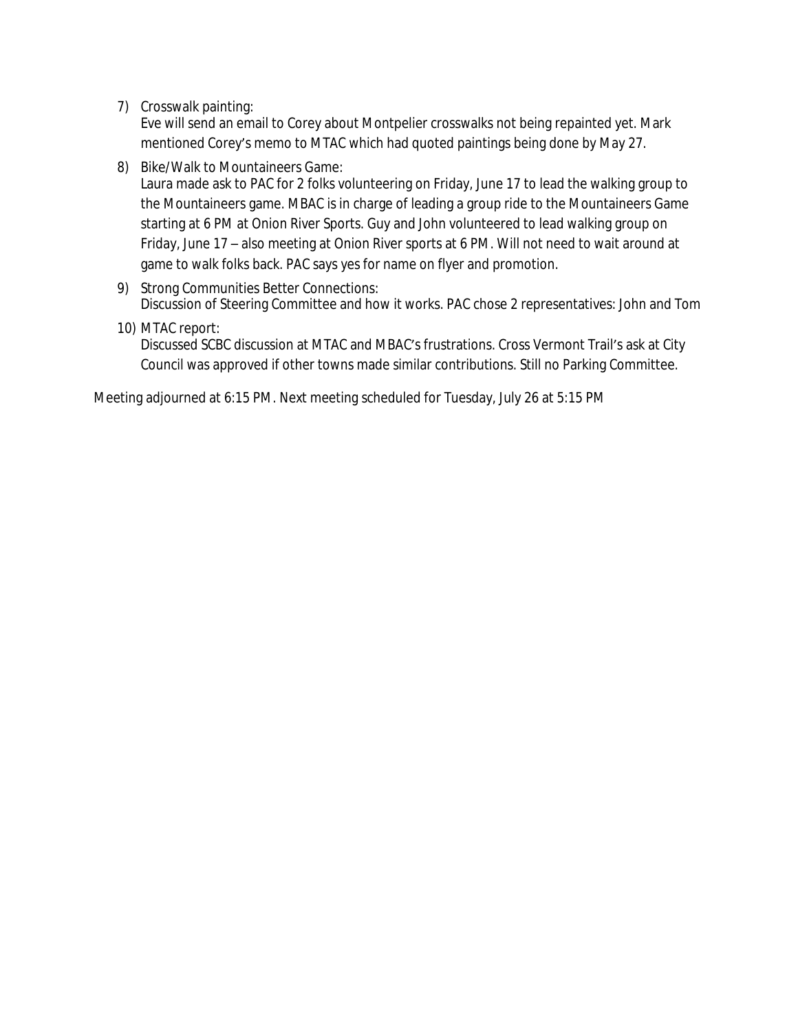7) Crosswalk painting:
   Eve will send an email to Corey about Montpelier crosswalks not being repainted yet. Mark mentioned Corey's memo to MTAC which had quoted paintings being done by May 27.

8) Bike/Walk to Mountaineers Game:
   Laura made ask to PAC for 2 folks volunteering on Friday, June 17 to lead the walking group to the Mountaineers game. MBAC is in charge of leading a group ride to the Mountaineers Game starting at 6 PM at Onion River Sports. Guy and John volunteered to lead walking group on Friday, June 17 – also meeting at Onion River sports at 6 PM. Will not need to wait around at game to walk folks back. PAC says yes for name on flyer and promotion.

9) Strong Communities Better Connections:
   Discussion of Steering Committee and how it works. PAC chose 2 representatives: John and Tom

10) MTAC report:
    Discussed SCBC discussion at MTAC and MBAC's frustrations. Cross Vermont Trail's ask at City Council was approved if other towns made similar contributions. Still no Parking Committee.

Meeting adjourned at 6:15 PM. Next meeting scheduled for Tuesday, July 26 at 5:15 PM